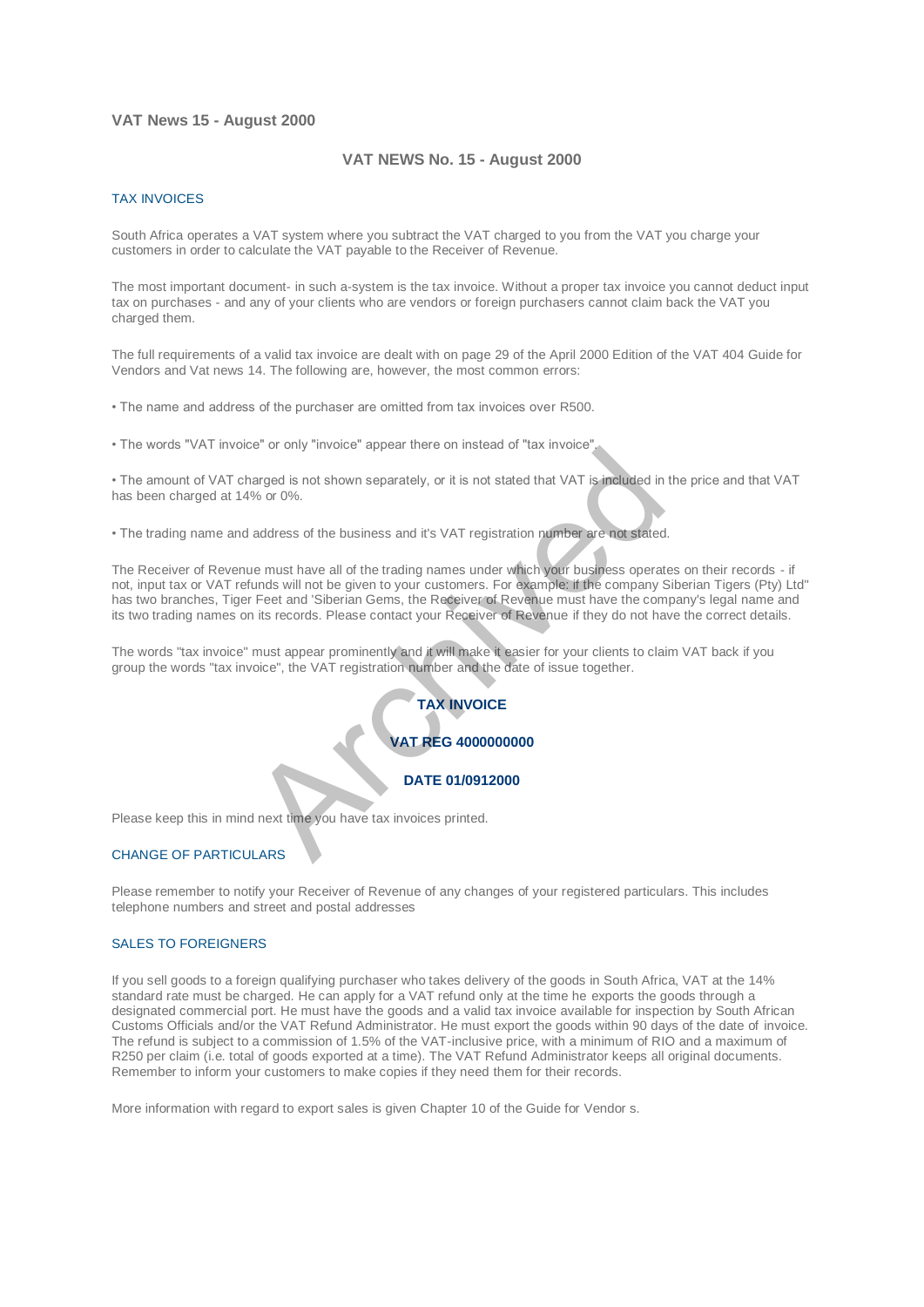# VAT News 15 - August 2000

## VAT NEWS No. 15 - August 2000

### TAX INVOICES

South Africa operates a VAT system where you subtract the VAT charged to you from the VAT you charge your customers in order to calculate the VAT payable to the Receiver of Revenue.

The most important document- in such a-system is the tax invoice. Without a proper tax invoice you cannot deduct input tax on purchases - and any of your clients who are vendors or foreign purchasers cannot claim back the VAT you charged them.

The full requirements of a valid tax invoice are dealt with on page 29 of the April 2000 Edition of the VAT 404 Guide for Vendors and Vat news 14. The following are, however, the most common errors:

- The name and address of the purchaser are omitted from tax invoices over R500.
- The words "VAT invoice" or only "invoice" appear there on instead of "tax invoice".
- The amount of VAT charged is not shown separately, or it is not stated that VAT is included in the price and that VAT has been charged at 14% or 0%.
- The trading name and address of the business and it's VAT registration number are not stated.

The Receiver of Revenue must have all of the trading names under which your business operates on their records - if not, input tax or VAT refunds will not be given to your customers. For example: if the company Siberian Tigers (Pty) Ltd" has two branches, Tiger Feet and 'Siberian Gems, the Receiver of Revenue must have the company's legal name and its two trading names on its records. Please contact your Receiver of Revenue if they do not have the correct details.

The words "tax invoice" must appear prominently and it will make it easier for your clients to claim VAT back if you group the words "tax invoice", the VAT registration number and the date of issue together.

**TAX INVOICE**

**VAT REG 4000000000**

**DATE 01/0912000**

Please keep this in mind next time you have tax invoices printed.

### CHANGE OF PARTICULARS

Please remember to notify your Receiver of Revenue of any changes of your registered particulars. This includes telephone numbers and street and postal addresses

### SALES TO FOREIGNERS

If you sell goods to a foreign qualifying purchaser who takes delivery of the goods in South Africa, VAT at the 14% standard rate must be charged. He can apply for a VAT refund only at the time he exports the goods through a designated commercial port. He must have the goods and a valid tax invoice available for inspection by South African Customs Officials and/or the VAT Refund Administrator. He must export the goods within 90 days of the date of invoice. The refund is subject to a commission of 1.5% of the VAT-inclusive price, with a minimum of RIO and a maximum of R250 per claim (i.e. total of goods exported at a time). The VAT Refund Administrator keeps all original documents. Remember to inform your customers to make copies if they need them for their records.

More information with regard to export sales is given Chapter 10 of the Guide for Vendor s.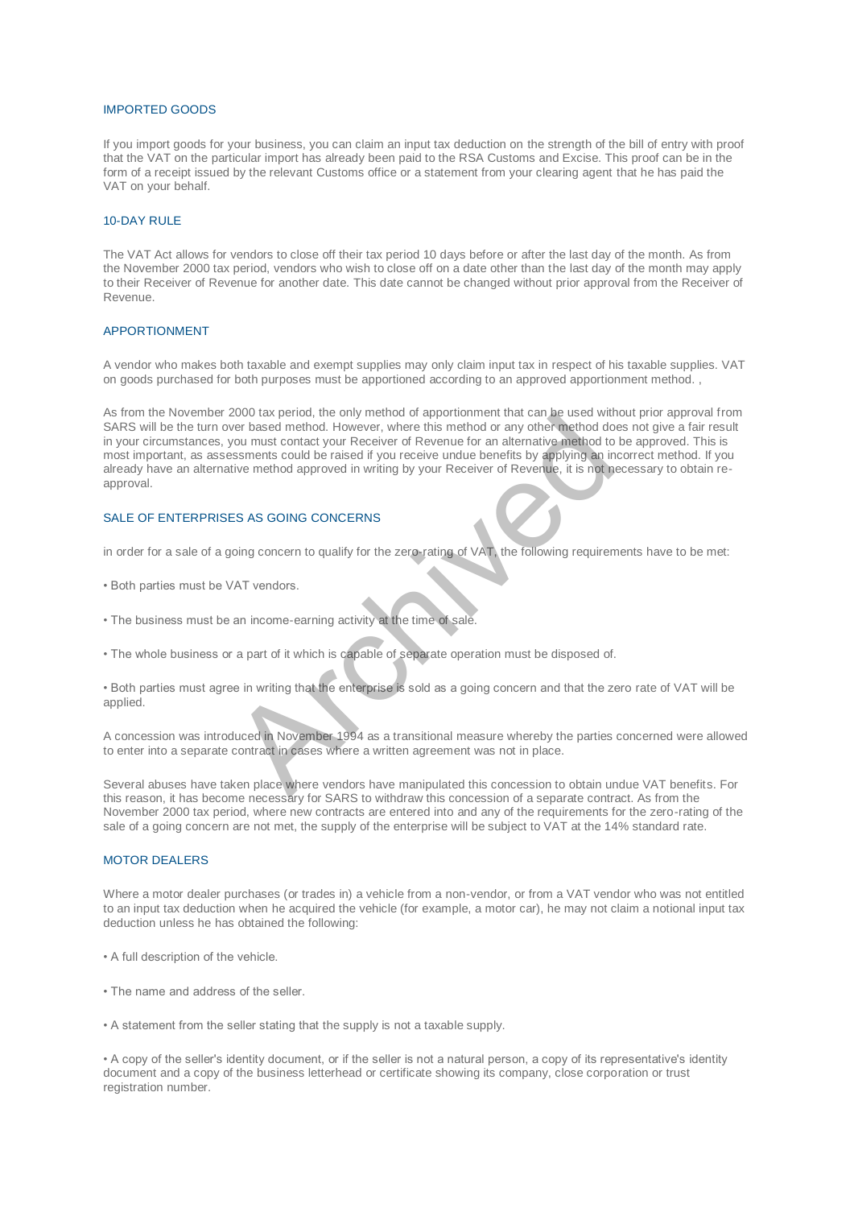## IMPORTED GOODS

If you import goods for your business, you can claim an input tax deduction on the strength of the bill of entry with proof that the VAT on the particular import has already been paid to the RSA Customs and Excise. This proof can be in the form of a receipt issued by the relevant Customs office or a statement from your clearing agent that he has paid the VAT on your behalf.

## 10-DAY RULE

The VAT Act allows for vendors to close off their tax period 10 days before or after the last day of the month. As from the November 2000 tax period, vendors who wish to close off on a date other than the last day of the month may apply to their Receiver of Revenue for another date. This date cannot be changed without prior approval from the Receiver of Revenue.

## APPORTIONMENT

A vendor who makes both taxable and exempt supplies may only claim input tax in respect of his taxable supplies. VAT on goods purchased for both purposes must be apportioned according to an approved apportionment method. ,

As from the November 2000 tax period, the only method of apportionment that can be used without prior approval from SARS will be the turn over based method. However, where this method or any other method does not give a fair result in your circumstances, you must contact your Receiver of Revenue for an alternative method to be approved. This is most important, as assessments could be raised if you receive undue benefits by applying an incorrect method. If you already have an alternative method approved in writing by your Receiver of Revenue, it is not necessary to obtain re-approval.

## SALE OF ENTERPRISES AS GOING CONCERNS

in order for a sale of a going concern to qualify for the zero-rating of VAT, the following requirements have to be met:

- Both parties must be VAT vendors.
- The business must be an income-earning activity at the time of sale.
- The whole business or a part of it which is capable of separate operation must be disposed of.
- Both parties must agree in writing that the enterprise is sold as a going concern and that the zero rate of VAT will be applied.

A concession was introduced in November 1994 as a transitional measure whereby the parties concerned were allowed to enter into a separate contract in cases where a written agreement was not in place.

Several abuses have taken place where vendors have manipulated this concession to obtain undue VAT benefits. For this reason, it has become necessary for SARS to withdraw this concession of a separate contract. As from the November 2000 tax period, where new contracts are entered into and any of the requirements for the zero-rating of the sale of a going concern are not met, the supply of the enterprise will be subject to VAT at the 14% standard rate.

## MOTOR DEALERS

Where a motor dealer purchases (or trades in) a vehicle from a non-vendor, or from a VAT vendor who was not entitled to an input tax deduction when he acquired the vehicle (for example, a motor car), he may not claim a notional input tax deduction unless he has obtained the following:

- A full description of the vehicle.
- The name and address of the seller.
- A statement from the seller stating that the supply is not a taxable supply.
- A copy of the seller's identity document, or if the seller is not a natural person, a copy of its representative's identity document and a copy of the business letterhead or certificate showing its company, close corporation or trust registration number.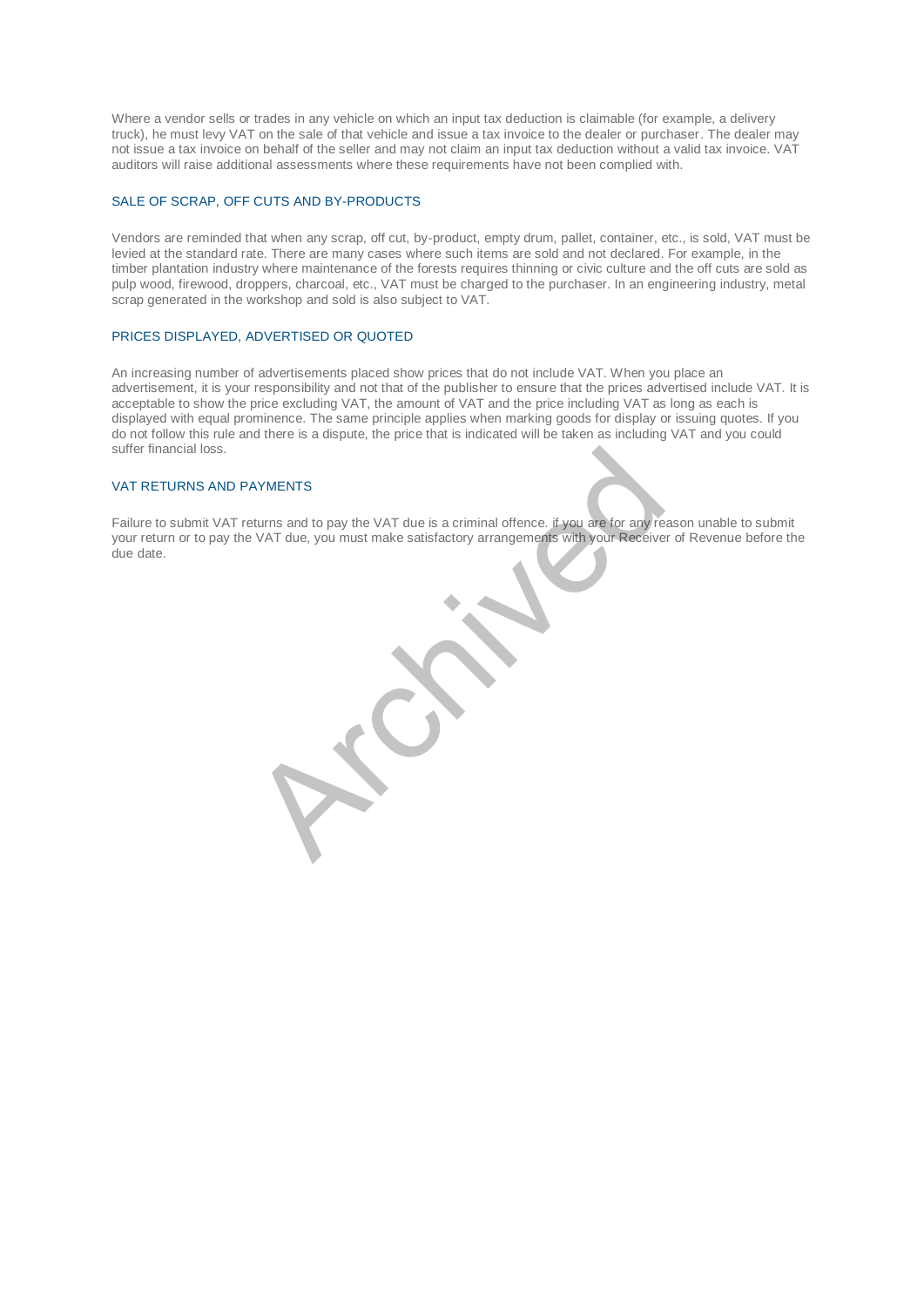Where a vendor sells or trades in any vehicle on which an input tax deduction is claimable (for example, a delivery truck), he must levy VAT on the sale of that vehicle and issue a tax invoice to the dealer or purchaser. The dealer may not issue a tax invoice on behalf of the seller and may not claim an input tax deduction without a valid tax invoice. VAT auditors will raise additional assessments where these requirements have not been complied with.

## SALE OF SCRAP, OFF CUTS AND BY-PRODUCTS

Vendors are reminded that when any scrap, off cut, by-product, empty drum, pallet, container, etc., is sold, VAT must be levied at the standard rate. There are many cases where such items are sold and not declared. For example, in the timber plantation industry where maintenance of the forests requires thinning or civic culture and the off cuts are sold as pulp wood, firewood, droppers, charcoal, etc., VAT must be charged to the purchaser. In an engineering industry, metal scrap generated in the workshop and sold is also subject to VAT.

## PRICES DISPLAYED, ADVERTISED OR QUOTED

An increasing number of advertisements placed show prices that do not include VAT. When you place an advertisement, it is your responsibility and not that of the publisher to ensure that the prices advertised include VAT. It is acceptable to show the price excluding VAT, the amount of VAT and the price including VAT as long as each is displayed with equal prominence. The same principle applies when marking goods for display or issuing quotes. If you do not follow this rule and there is a dispute, the price that is indicated will be taken as including VAT and you could suffer financial loss.

## VAT RETURNS AND PAYMENTS

Failure to submit VAT returns and to pay the VAT due is a criminal offence. if you are for any reason unable to submit your return or to pay the VAT due, you must make satisfactory arrangements with your Receiver of Revenue before the due date.